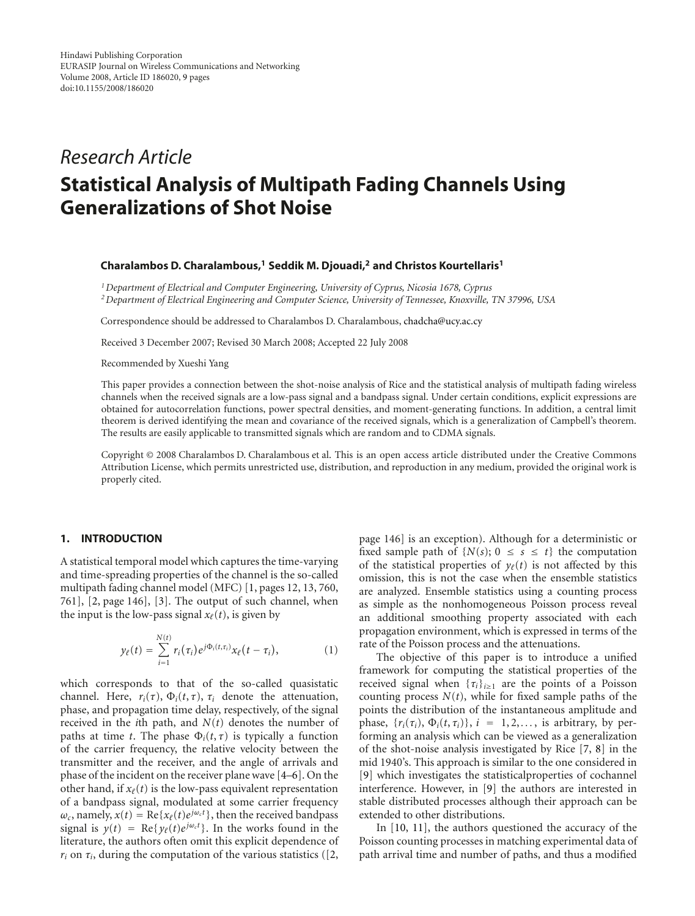Hindawi Publishing Corporation
EURASIP Journal on Wireless Communications and Networking
Volume 2008, Article ID 186020, 9 pages
doi:10.1155/2008/186020

*Research Article*

# Statistical Analysis of Multipath Fading Channels Using Generalizations of Shot Noise

**Charalambos D. Charalambous,[1] Seddik M. Djouadi,[2] and Christos Kourtellaris[1]**

[1] *Department of Electrical and Computer Engineering, University of Cyprus, Nicosia 1678, Cyprus*
[2] *Department of Electrical Engineering and Computer Science, University of Tennessee, Knoxville, TN 37996, USA*

Correspondence should be addressed to Charalambos D. Charalambous, chadcha@ucy.ac.cy

Received 3 December 2007; Revised 30 March 2008; Accepted 22 July 2008

Recommended by Xueshi Yang

This paper provides a connection between the shot-noise analysis of Rice and the statistical analysis of multipath fading wireless channels when the received signals are a low-pass signal and a bandpass signal. Under certain conditions, explicit expressions are obtained for autocorrelation functions, power spectral densities, and moment-generating functions. In addition, a central limit theorem is derived identifying the mean and covariance of the received signals, which is a generalization of Campbell's theorem. The results are easily applicable to transmitted signals which are random and to CDMA signals.

Copyright © 2008 Charalambos D. Charalambous et al. This is an open access article distributed under the Creative Commons Attribution License, which permits unrestricted use, distribution, and reproduction in any medium, provided the original work is properly cited.

## 1. INTRODUCTION

A statistical temporal model which captures the time-varying and time-spreading properties of the channel is the so-called multipath fading channel model (MFC) [1, pages 12, 13, 760, 761], [2, page 146], [3]. The output of such channel, when the input is the low-pass signal $x_\ell(t)$, is given by

$$y_\ell(t) = \sum_{i=1}^{N(t)} r_i(\tau_i) e^{j\Phi_i(t,\tau_i)} x_\ell(t-\tau_i), \tag{1}$$

which corresponds to that of the so-called quasistatic channel. Here, $r_i(\tau)$, $\Phi_i(t,\tau)$, $\tau_i$ denote the attenuation, phase, and propagation time delay, respectively, of the signal received in the $i$th path, and $N(t)$ denotes the number of paths at time $t$. The phase $\Phi_i(t,\tau)$ is typically a function of the carrier frequency, the relative velocity between the transmitter and the receiver, and the angle of arrivals and phase of the incident on the receiver plane wave [4–6]. On the other hand, if $x_\ell(t)$ is the low-pass equivalent representation of a bandpass signal, modulated at some carrier frequency $\omega_c$, namely, $x(t) = \text{Re}\{x_\ell(t)e^{j\omega_c t}\}$, then the received bandpass signal is $y(t) = \text{Re}\{y_\ell(t)e^{j\omega_c t}\}$. In the works found in the literature, the authors often omit this explicit dependence of $r_i$ on $\tau_i$, during the computation of the various statistics ([2, page 146] is an exception). Although for a deterministic or fixed sample path of $\{N(s); 0 \leq s \leq t\}$ the computation of the statistical properties of $y_\ell(t)$ is not affected by this omission, this is not the case when the ensemble statistics are analyzed. Ensemble statistics using a counting process as simple as the nonhomogeneous Poisson process reveal an additional smoothing property associated with each propagation environment, which is expressed in terms of the rate of the Poisson process and the attenuations.

The objective of this paper is to introduce a unified framework for computing the statistical properties of the received signal when $\{\tau_i\}_{i\geq 1}$ are the points of a Poisson counting process $N(t)$, while for fixed sample paths of the points the distribution of the instantaneous amplitude and phase, $\{r_i(\tau_i), \Phi_i(t,\tau_i)\}$, $i = 1,2,\ldots$, is arbitrary, by performing an analysis which can be viewed as a generalization of the shot-noise analysis investigated by Rice [7, 8] in the mid 1940's. This approach is similar to the one considered in [9] which investigates the statisticalproperties of cochannel interference. However, in [9] the authors are interested in stable distributed processes although their approach can be extended to other distributions.

In [10, 11], the authors questioned the accuracy of the Poisson counting processes in matching experimental data of path arrival time and number of paths, and thus a modified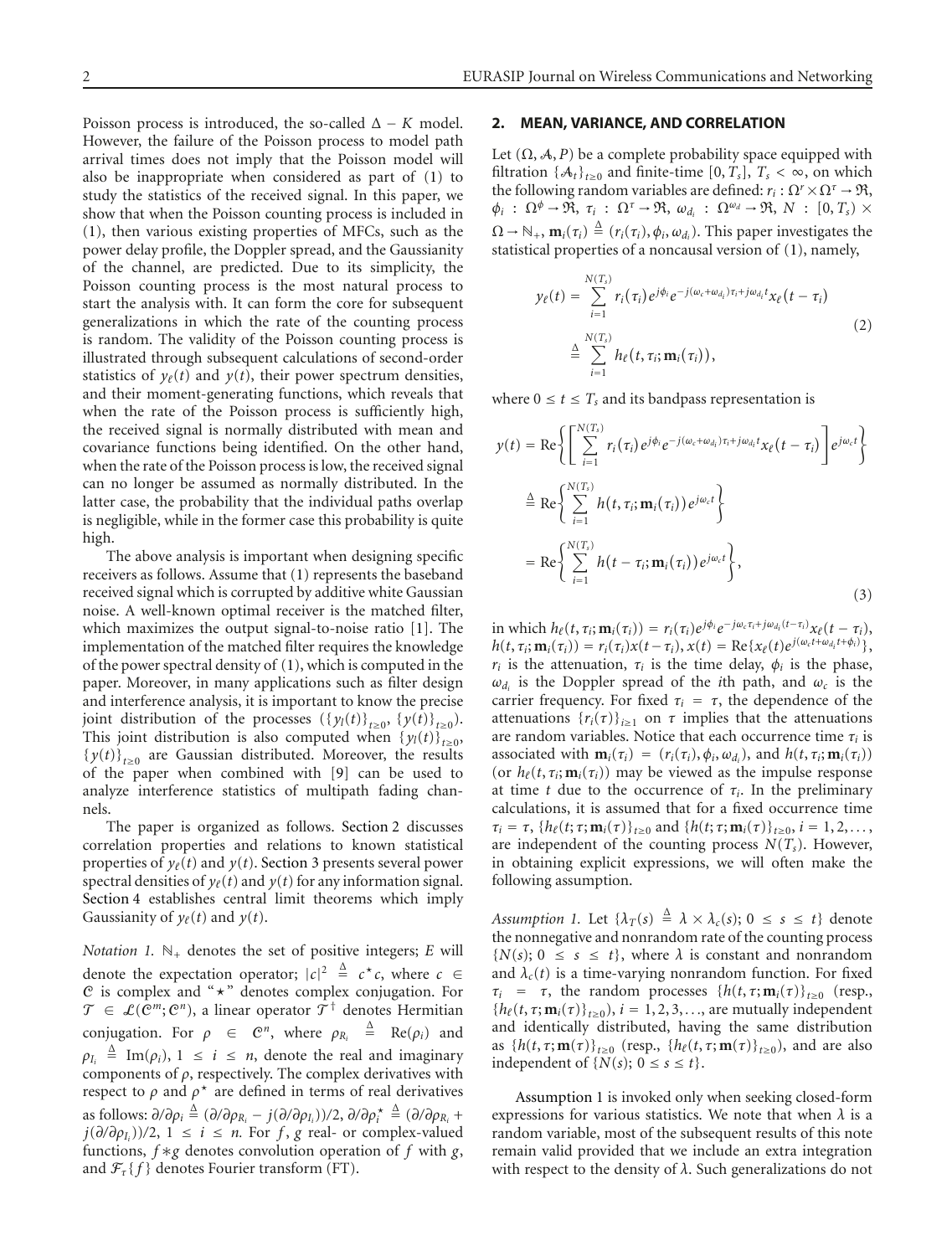Poisson process is introduced, the so-called $\Delta - K$ model. However, the failure of the Poisson process to model path arrival times does not imply that the Poisson model will also be inappropriate when considered as part of (1) to study the statistics of the received signal. In this paper, we show that when the Poisson counting process is included in (1), then various existing properties of MFCs, such as the power delay profile, the Doppler spread, and the Gaussianity of the channel, are predicted. Due to its simplicity, the Poisson counting process is the most natural process to start the analysis with. It can form the core for subsequent generalizations in which the rate of the counting process is random. The validity of the Poisson counting process is illustrated through subsequent calculations of second-order statistics of $y_\ell(t)$ and $y(t)$, their power spectrum densities, and their moment-generating functions, which reveals that when the rate of the Poisson process is sufficiently high, the received signal is normally distributed with mean and covariance functions being identified. On the other hand, when the rate of the Poisson process is low, the received signal can no longer be assumed as normally distributed. In the latter case, the probability that the individual paths overlap is negligible, while in the former case this probability is quite high.

The above analysis is important when designing specific receivers as follows. Assume that (1) represents the baseband received signal which is corrupted by additive white Gaussian noise. A well-known optimal receiver is the matched filter, which maximizes the output signal-to-noise ratio [1]. The implementation of the matched filter requires the knowledge of the power spectral density of (1), which is computed in the paper. Moreover, in many applications such as filter design and interference analysis, it is important to know the precise joint distribution of the processes $(\{y_l(t)\}_{t\geq 0}, \{y(t)\}_{t\geq 0})$. This joint distribution is also computed when $\{y_l(t)\}_{t\geq 0}$, $\{y(t)\}_{t\geq 0}$ are Gaussian distributed. Moreover, the results of the paper when combined with [9] can be used to analyze interference statistics of multipath fading channels.

The paper is organized as follows. Section 2 discusses correlation properties and relations to known statistical properties of $y_\ell(t)$ and $y(t)$. Section 3 presents several power spectral densities of $y_\ell(t)$ and $y(t)$ for any information signal. Section 4 establishes central limit theorems which imply Gaussianity of $y_\ell(t)$ and $y(t)$.

*Notation 1.* $\mathbb{N}_+$ denotes the set of positive integers; $E$ will denote the expectation operator; $|c|^2 \triangleq c^\star c$, where $c \in \mathcal{C}$ is complex and "$\star$" denotes complex conjugation. For $\mathcal{T} \in \mathcal{L}(\mathcal{C}^m; \mathcal{C}^n)$, a linear operator $\mathcal{T}^\dagger$ denotes Hermitian conjugation. For $\rho \in \mathcal{C}^n$, where $\rho_{R_i} \triangleq \mathrm{Re}(\rho_i)$ and $\rho_{I_i} \triangleq \mathrm{Im}(\rho_i)$, $1 \leq i \leq n$, denote the real and imaginary components of $\rho$, respectively. The complex derivatives with respect to $\rho$ and $\rho^\star$ are defined in terms of real derivatives as follows: $\partial/\partial\rho_i \triangleq (\partial/\partial\rho_{R_i} - j(\partial/\partial\rho_{I_i}))/2$, $\partial/\partial\rho_i^\star \triangleq (\partial/\partial\rho_{R_i} + j(\partial/\partial\rho_{I_i}))/2$, $1 \leq i \leq n$. For $f$, $g$ real- or complex-valued functions, $f * g$ denotes convolution operation of $f$ with $g$, and $\mathcal{F}_\tau\{f\}$ denotes Fourier transform (FT).

## 2. MEAN, VARIANCE, AND CORRELATION

Let $(\Omega, \mathcal{A}, P)$ be a complete probability space equipped with filtration $\{\mathcal{A}_t\}_{t\geq 0}$ and finite-time $[0, T_s]$, $T_s < \infty$, on which the following random variables are defined: $r_i : \Omega^r \times \Omega^\tau \to \Re$, $\phi_i : \Omega^\phi \to \Re$, $\tau_i : \Omega^\tau \to \Re$, $\omega_{d_i} : \Omega^{\omega_d} \to \Re$, $N : [0, T_s) \times \Omega \to \mathbb{N}_+$, $\mathbf{m}_i(\tau_i) \triangleq (r_i(\tau_i), \phi_i, \omega_{d_i})$. This paper investigates the statistical properties of a noncausal version of (1), namely,

$$
\begin{aligned}
y_\ell(t) &= \sum_{i=1}^{N(T_s)} r_i(\tau_i) e^{j\phi_i} e^{-j(\omega_c + \omega_{d_i})\tau_i + j\omega_{d_i} t} x_\ell(t - \tau_i) \\
&\triangleq \sum_{i=1}^{N(T_s)} h_\ell(t, \tau_i; \mathbf{m}_i(\tau_i)),
\end{aligned}
\tag{2}
$$

where $0 \leq t \leq T_s$ and its bandpass representation is

$$
\begin{aligned}
y(t) &= \mathrm{Re}\left\{\left[\sum_{i=1}^{N(T_s)} r_i(\tau_i) e^{j\phi_i} e^{-j(\omega_c + \omega_{d_i})\tau_i + j\omega_{d_i} t} x_\ell(t - \tau_i)\right] e^{j\omega_c t}\right\} \\
&\triangleq \mathrm{Re}\left\{\sum_{i=1}^{N(T_s)} h(t, \tau_i; \mathbf{m}_i(\tau_i)) e^{j\omega_c t}\right\} \\
&= \mathrm{Re}\left\{\sum_{i=1}^{N(T_s)} h(t - \tau_i; \mathbf{m}_i(\tau_i)) e^{j\omega_c t}\right\},
\end{aligned}
\tag{3}
$$

in which $h_\ell(t, \tau_i; \mathbf{m}_i(\tau_i)) = r_i(\tau_i) e^{j\phi_i} e^{-j\omega_c \tau_i + j\omega_{d_i}(t - \tau_i)} x_\ell(t - \tau_i)$, $h(t, \tau_i; \mathbf{m}_i(\tau_i)) = r_i(\tau_i) x(t - \tau_i)$, $x(t) = \mathrm{Re}\{x_\ell(t) e^{j(\omega_c t + \omega_{d_i} t + \phi_i)}\}$, $r_i$ is the attenuation, $\tau_i$ is the time delay, $\phi_i$ is the phase, $\omega_{d_i}$ is the Doppler spread of the $i$th path, and $\omega_c$ is the carrier frequency. For fixed $\tau_i = \tau$, the dependence of the attenuations $\{r_i(\tau)\}_{i\geq 1}$ on $\tau$ implies that the attenuations are random variables. Notice that each occurrence time $\tau_i$ is associated with $\mathbf{m}_i(\tau_i) = (r_i(\tau_i), \phi_i, \omega_{d_i})$, and $h(t, \tau_i; \mathbf{m}_i(\tau_i))$ (or $h_\ell(t, \tau_i; \mathbf{m}_i(\tau_i))$ may be viewed as the impulse response at time $t$ due to the occurrence of $\tau_i$. In the preliminary calculations, it is assumed that for a fixed occurrence time $\tau_i = \tau$, $\{h_\ell(t; \tau; \mathbf{m}_i(\tau)\}_{t\geq 0}$ and $\{h(t; \tau; \mathbf{m}_i(\tau)\}_{t\geq 0}$, $i = 1, 2, \ldots$, are independent of the counting process $N(T_s)$. However, in obtaining explicit expressions, we will often make the following assumption.

*Assumption 1.* Let $\{\lambda_T(s) \triangleq \lambda \times \lambda_c(s); 0 \leq s \leq t\}$ denote the nonnegative and nonrandom rate of the counting process $\{N(s); 0 \leq s \leq t\}$, where $\lambda$ is constant and nonrandom and $\lambda_c(t)$ is a time-varying nonrandom function. For fixed $\tau_i = \tau$, the random processes $\{h(t, \tau; \mathbf{m}_i(\tau)\}_{t\geq 0}$ (resp., $\{h_\ell(t, \tau; \mathbf{m}_i(\tau)\}_{t\geq 0}$), $i = 1, 2, 3, \ldots$, are mutually independent and identically distributed, having the same distribution as $\{h(t, \tau; \mathbf{m}(\tau)\}_{t\geq 0}$ (resp., $\{h_\ell(t, \tau; \mathbf{m}(\tau)\}_{t\geq 0}$), and are also independent of $\{N(s); 0 \leq s \leq t\}$.

Assumption 1 is invoked only when seeking closed-form expressions for various statistics. We note that when $\lambda$ is a random variable, most of the subsequent results of this note remain valid provided that we include an extra integration with respect to the density of $\lambda$. Such generalizations do not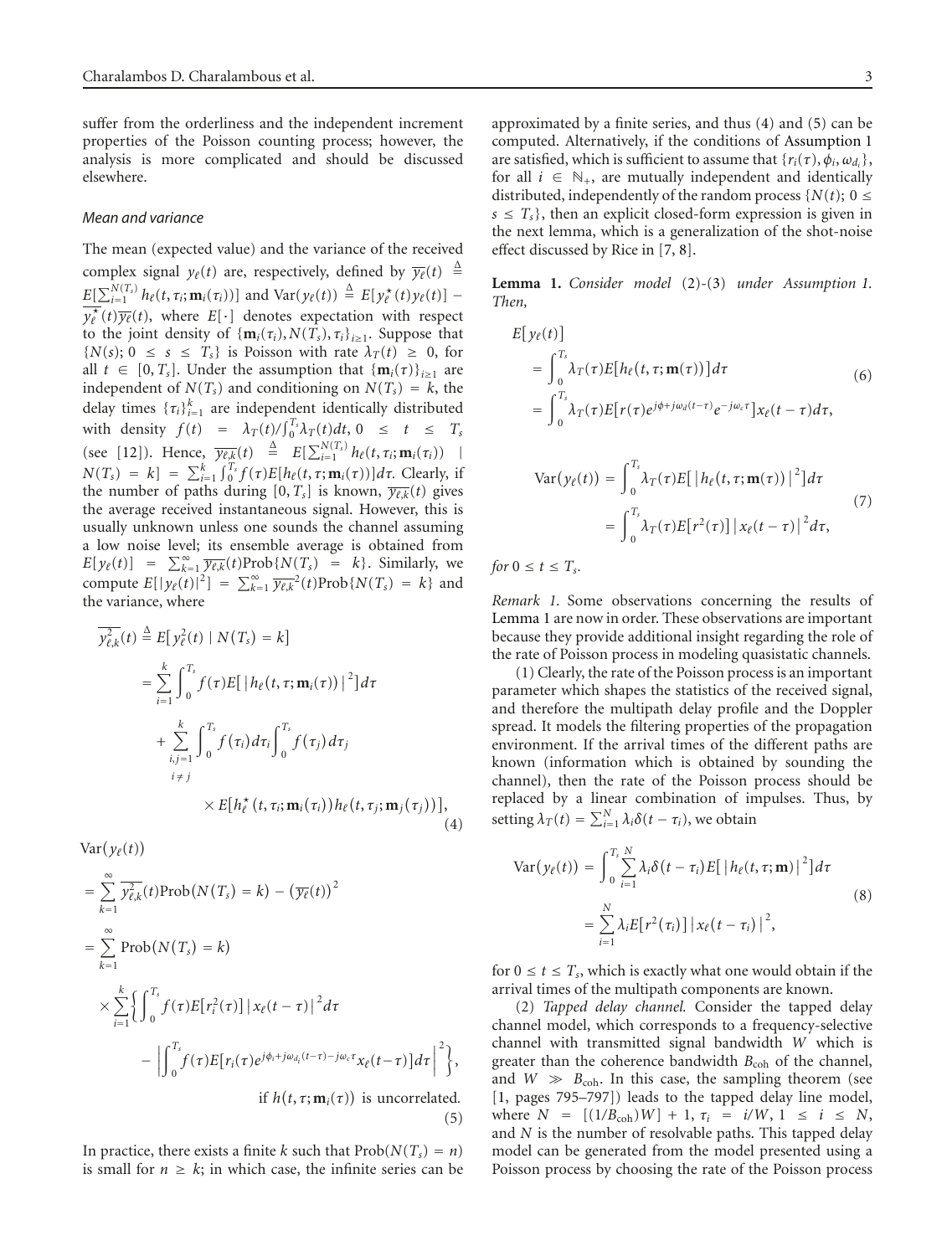suffer from the orderliness and the independent increment properties of the Poisson counting process; however, the analysis is more complicated and should be discussed elsewhere.

*Mean and variance*

The mean (expected value) and the variance of the received complex signal $y_\ell(t)$ are, respectively, defined by $\overline{y_\ell}(t) \triangleq E[\sum_{i=1}^{N(T_s)} h_\ell(t,\tau_i;\mathbf{m}_i(\tau_i))]$ and $\operatorname{Var}(y_\ell(t)) \triangleq E[y_\ell^\star(t)y_\ell(t)] - \overline{y_\ell^\star}(t)\overline{y_\ell}(t)$, where $E[\cdot]$ denotes expectation with respect to the joint density of $\{\mathbf{m}_i(\tau_i), N(T_s), \tau_i\}_{i\geq 1}$. Suppose that $\{N(s);\ 0 \leq s \leq T_s\}$ is Poisson with rate $\lambda_T(t) \geq 0$, for all $t \in [0,T_s]$. Under the assumption that $\{\mathbf{m}_i(\tau)\}_{i\geq1}$ are independent of $N(T_s)$ and conditioning on $N(T_s)=k$, the delay times $\{\tau_i\}_{i=1}^k$ are independent identically distributed with density $f(t) = \lambda_T(t)/\int_0^{T_s}\lambda_T(t)dt$, $0 \leq t \leq T_s$ (see [12]). Hence, $\overline{y_{\ell,k}}(t) \triangleq E[\sum_{i=1}^{N(T_s)} h_\ell(t,\tau_i;\mathbf{m}_i(\tau_i)) \mid N(T_s)=k] = \sum_{i=1}^k \int_0^{T_s} f(\tau)E[h_\ell(t,\tau;\mathbf{m}_i(\tau))]d\tau$. Clearly, if the number of paths during $[0,T_s]$ is known, $\overline{y_{\ell,k}}(t)$ gives the average received instantaneous signal. However, this is usually unknown unless one sounds the channel assuming a low noise level; its ensemble average is obtained from $E[y_\ell(t)] = \sum_{k=1}^\infty \overline{y_{\ell,k}}(t)\operatorname{Prob}\{N(T_s)=k\}$. Similarly, we compute $E[|y_\ell(t)|^2] = \sum_{k=1}^\infty \overline{y_{\ell,k}}^2(t)\operatorname{Prob}\{N(T_s)=k\}$ and the variance, where

$$
\begin{aligned}
\overline{y_{\ell,k}^2}(t) &\triangleq E[y_\ell^2(t) \mid N(T_s)=k] \\
&= \sum_{i=1}^k \int_0^{T_s} f(\tau)E[|h_\ell(t,\tau;\mathbf{m}_i(\tau))|^2]d\tau \\
&\quad + \sum_{\substack{i,j=1\\ i\neq j}}^k \int_0^{T_s} f(\tau_i)d\tau_i \int_0^{T_s} f(\tau_j)d\tau_j \\
&\qquad \times E[h_\ell^\star(t,\tau_i;\mathbf{m}_i(\tau_i))h_\ell(t,\tau_j;\mathbf{m}_j(\tau_j))],
\end{aligned} \tag{4}
$$

$$
\begin{aligned}
&\operatorname{Var}(y_\ell(t)) \\
&= \sum_{k=1}^\infty \overline{y_{\ell,k}^2}(t)\operatorname{Prob}(N(T_s)=k) - (\overline{y_\ell}(t))^2 \\
&= \sum_{k=1}^\infty \operatorname{Prob}(N(T_s)=k) \\
&\quad \times \sum_{i=1}^k \bigg\{ \int_0^{T_s} f(\tau)E[r_i^2(\tau)]|x_\ell(t-\tau)|^2 d\tau \\
&\qquad - \left| \int_0^{T_s} f(\tau)E\big[r_i(\tau)e^{j\phi_i + j\omega_{d_i}(t-\tau) - j\omega_c\tau}x_\ell(t-\tau)\big]d\tau \right|^2 \bigg\}, \\
&\qquad\qquad \text{if } h(t,\tau;\mathbf{m}_i(\tau)) \text{ is uncorrelated.}
\end{aligned} \tag{5}
$$

In practice, there exists a finite $k$ such that $\operatorname{Prob}(N(T_s)=n)$ is small for $n \geq k$; in which case, the infinite series can be approximated by a finite series, and thus (4) and (5) can be computed. Alternatively, if the conditions of Assumption 1 are satisfied, which is sufficient to assume that $\{r_i(\tau), \phi_i, \omega_{d_i}\}$, for all $i \in \mathbb{N}_+$, are mutually independent and identically distributed, independently of the random process $\{N(t);\ 0 \leq s \leq T_s\}$, then an explicit closed-form expression is given in the next lemma, which is a generalization of the shot-noise effect discussed by Rice in [7, 8].

**Lemma 1.** *Consider model* (2)-(3) *under Assumption 1. Then,*

$$
\begin{aligned}
&E[y_\ell(t)] \\
&= \int_0^{T_s} \lambda_T(\tau)E[h_\ell(t,\tau;\mathbf{m}(\tau))]d\tau \\
&= \int_0^{T_s} \lambda_T(\tau)E[r(\tau)e^{j\phi + j\omega_d(t-\tau)}e^{-j\omega_c\tau}]x_\ell(t-\tau)d\tau,
\end{aligned} \tag{6}
$$

$$
\begin{aligned}
\operatorname{Var}(y_\ell(t)) &= \int_0^{T_s} \lambda_T(\tau)E[|h_\ell(t,\tau;\mathbf{m}(\tau))|^2]d\tau \\
&= \int_0^{T_s} \lambda_T(\tau)E[r^2(\tau)]|x_\ell(t-\tau)|^2 d\tau,
\end{aligned} \tag{7}
$$

*for* $0 \leq t \leq T_s$.

*Remark 1.* Some observations concerning the results of Lemma 1 are now in order. These observations are important because they provide additional insight regarding the role of the rate of Poisson process in modeling quasistatic channels.

(1) Clearly, the rate of the Poisson process is an important parameter which shapes the statistics of the received signal, and therefore the multipath delay profile and the Doppler spread. It models the filtering properties of the propagation environment. If the arrival times of the different paths are known (information which is obtained by sounding the channel), then the rate of the Poisson process should be replaced by a linear combination of impulses. Thus, by setting $\lambda_T(t) = \sum_{i=1}^N \lambda_i\delta(t-\tau_i)$, we obtain

$$
\begin{aligned}
\operatorname{Var}(y_\ell(t)) &= \int_0^{T_s} \sum_{i=1}^N \lambda_i\delta(t-\tau_i)E[|h_\ell(t,\tau;\mathbf{m})|^2]d\tau \\
&= \sum_{i=1}^N \lambda_i E[r^2(\tau_i)]|x_\ell(t-\tau_i)|^2,
\end{aligned} \tag{8}
$$

for $0 \leq t \leq T_s$, which is exactly what one would obtain if the arrival times of the multipath components are known.

(2) *Tapped delay channel.* Consider the tapped delay channel model, which corresponds to a frequency-selective channel with transmitted signal bandwidth $W$ which is greater than the coherence bandwidth $B_{\text{coh}}$ of the channel, and $W \gg B_{\text{coh}}$. In this case, the sampling theorem (see [1, pages 795–797]) leads to the tapped delay line model, where $N = [(1/B_{\text{coh}})W] + 1$, $\tau_i = i/W$, $1 \leq i \leq N$, and $N$ is the number of resolvable paths. This tapped delay model can be generated from the model presented using a Poisson process by choosing the rate of the Poisson process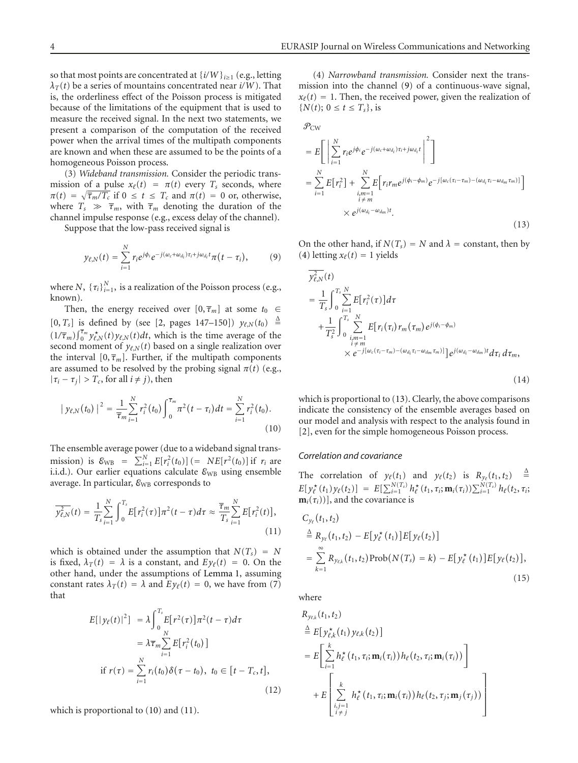so that most points are concentrated at $\{i/W\}_{i\geq 1}$ (e.g., letting $\lambda_T(t)$ be a series of mountains concentrated near $i/W$). That is, the orderliness effect of the Poisson process is mitigated because of the limitations of the equipment that is used to measure the received signal. In the next two statements, we present a comparison of the computation of the received power when the arrival times of the multipath components are known and when these are assumed to be the points of a homogeneous Poisson process.

(3) *Wideband transmission.* Consider the periodic transmission of a pulse $x_\ell(t) = \pi(t)$ every $T_s$ seconds, where $\pi(t) = \sqrt{\overline{\tau}_m/T_c}$ if $0 \leq t \leq T_c$ and $\pi(t) = 0$ or, otherwise, where $T_s \gg \overline{\tau}_m$, with $\overline{\tau}_m$ denoting the duration of the channel impulse response (e.g., excess delay of the channel).

Suppose that the low-pass received signal is

$$y_{\ell,N}(t) = \sum_{i=1}^{N} r_i e^{j\phi_i} e^{-j(\omega_c+\omega_{d_i})\tau_i + j\omega_{d_i}t}\pi(t-\tau_i), \tag{9}$$

where $N$, $\{\tau_i\}_{i=1}^{N}$, is a realization of the Poisson process (e.g., known).

Then, the energy received over $[0,\overline{\tau}_m]$ at some $t_0 \in [0,T_s]$ is defined by (see [2, pages 147–150]) $y_{\ell,N}(t_0) \triangleq (1/\overline{\tau}_m)\int_0^{\overline{\tau}_m} y_{\ell,N}^{\star}(t)y_{\ell,N}(t)dt$, which is the time average of the second moment of $y_{\ell,N}(t)$ based on a single realization over the interval $[0,\overline{\tau}_m]$. Further, if the multipath components are assumed to be resolved by the probing signal $\pi(t)$ (e.g., $|\tau_i - \tau_j| > T_c$, for all $i \neq j$), then

$$|y_{\ell,N}(t_0)|^2 = \frac{1}{\overline{\tau}_m}\sum_{i=1}^{N} r_i^2(t_0)\int_0^{\overline{\tau}_m}\pi^2(t-\tau_i)dt = \sum_{i=1}^{N} r_i^2(t_0). \tag{10}$$

The ensemble average power (due to a wideband signal transmission) is $\mathcal{E}_{\text{WB}} = \sum_{i=1}^{N} E[r_i^2(t_0)]$ $(= NE[r^2(t_0)])$ if $r_i$ are i.i.d.). Our earlier equations calculate $\mathcal{E}_{\text{WB}}$ using ensemble average. In particular, $\mathcal{E}_{\text{WB}}$ corresponds to

$$\overline{y_{\ell,N}^2}(t) = \frac{1}{T_s}\sum_{i=1}^{N}\int_0^{T_s} E[r_i^2(\tau)]\pi^2(t-\tau)d\tau \approx \frac{\overline{\tau}_m}{T_s}\sum_{i=1}^{N} E[r_i^2(t)], \tag{11}$$

which is obtained under the assumption that $N(T_s) = N$ is fixed, $\lambda_T(t) = \lambda$ is a constant, and $Ey_\ell(t) = 0$. On the other hand, under the assumptions of Lemma 1, assuming constant rates $\lambda_T(t) = \lambda$ and $Ey_\ell(t) = 0$, we have from (7) that

$$\begin{aligned}
E[|y_\ell(t)|^2] &= \lambda\int_0^{T_s} E[r^2(\tau)]\pi^2(t-\tau)d\tau \\
&= \lambda\overline{\tau}_m\sum_{i=1}^{N} E[r_i^2(t_0)] \\
\text{if } r(\tau) &= \sum_{i=1}^{N} r_i(t_0)\delta(\tau-t_0),\ t_0 \in [t-T_c, t],
\end{aligned} \tag{12}$$

which is proportional to (10) and (11).

(4) *Narrowband transmission.* Consider next the transmission into the channel (9) of a continuous-wave signal, $x_\ell(t) = 1$. Then, the received power, given the realization of $\{N(t);\ 0 \leq t \leq T_s\}$, is

$$\begin{aligned}
&\mathcal{P}_{\text{CW}} \\
&= E\left[\left|\sum_{i=1}^{N} r_i e^{j\phi_i} e^{-j(\omega_c+\omega_{d_i})\tau_i + j\omega_{d_i}t}\right|^2\right] \\
&= \sum_{i=1}^{N} E[r_i^2] + \sum_{\substack{i,m=1\\ i\neq m}}^{N} E\left[r_i r_m e^{j(\phi_i-\phi_m)} e^{-j[\omega_c(\tau_i-\tau_m)-(\omega_{d_i}\tau_i-\omega_{d_m}\tau_m)]}\right] \\
&\quad\times e^{j(\omega_{d_i}-\omega_{d_m})t}.
\end{aligned} \tag{13}$$

On the other hand, if $N(T_s) = N$ and $\lambda =$ constant, then by (4) letting $x_\ell(t) = 1$ yields

$$\begin{aligned}
&\overline{y_{\ell,N}^2}(t) \\
&= \frac{1}{T_s}\int_0^{T_s}\sum_{i=1}^{N} E[r_i^2(\tau)]d\tau \\
&\quad + \frac{1}{T_s^2}\int_0^{T_s}\sum_{\substack{i,m=1\\ i\neq m}}^{N} E[r_i(\tau_i)r_m(\tau_m)e^{j(\phi_i-\phi_m)} \\
&\quad\times e^{-j[\omega_c(\tau_i-\tau_m)-(\omega_{d_i}\tau_i-\omega_{d_m}\tau_m)]}]e^{j(\omega_{d_i}-\omega_{d_m})t}d\tau_i\,d\tau_m,
\end{aligned} \tag{14}$$

which is proportional to (13). Clearly, the above comparisons indicate the consistency of the ensemble averages based on our model and analysis with respect to the analysis found in [2], even for the simple homogeneous Poisson process.

### *Correlation and covariance*

The correlation of $y_\ell(t_1)$ and $y_\ell(t_2)$ is $R_{y_\ell}(t_1,t_2) \triangleq E[y_\ell^{\star}(t_1)y_\ell(t_2)] = E[\sum_{i=1}^{N(T_s)} h_\ell^{\star}(t_1,\tau_i;\mathbf{m}_i(\tau_i))\sum_{i=1}^{N(T_s)} h_\ell(t_2,\tau_i;\mathbf{m}_i(\tau_i))]$, and the covariance is

$$\begin{aligned}
&C_{y_\ell}(t_1,t_2) \\
&\triangleq R_{y_\ell}(t_1,t_2) - E[y_\ell^{\star}(t_1)]E[y_\ell(t_2)] \\
&= \sum_{k=1}^{\infty} R_{y_{\ell,k}}(t_1,t_2)\text{Prob}(N(T_s)=k) - E[y_\ell^{\star}(t_1)]E[y_\ell(t_2)],
\end{aligned} \tag{15}$$

where

$$\begin{aligned}
&R_{y_{\ell,k}}(t_1,t_2) \\
&\triangleq E[y_{\ell,k}^{\star}(t_1)y_{\ell,k}(t_2)] \\
&= E\left[\sum_{i=1}^{k} h_\ell^{\star}(t_1,\tau_i;\mathbf{m}_i(\tau_i))h_\ell(t_2,\tau_i;\mathbf{m}_i(\tau_i))\right] \\
&\quad + E\left[\sum_{\substack{i,j=1\\ i\neq j}}^{k} h_\ell^{\star}(t_1,\tau_i;\mathbf{m}_i(\tau_i))h_\ell(t_2,\tau_j;\mathbf{m}_j(\tau_j))\right]
\end{aligned}$$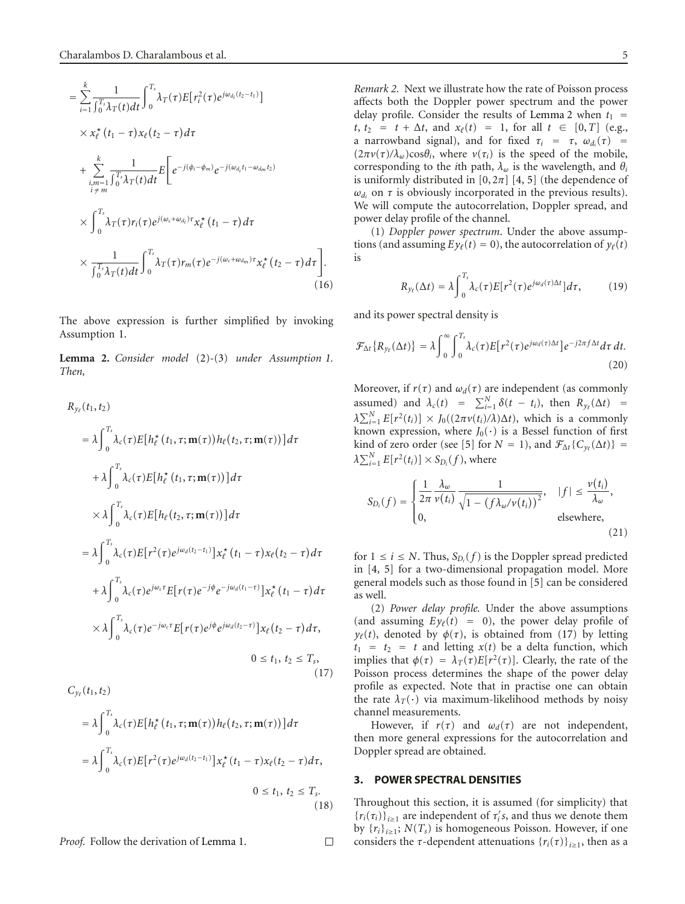$$= \sum_{i=1}^{k} \frac{1}{\int_0^{T_s} \lambda_T(t)dt} \int_0^{T_s} \lambda_T(\tau) E\left[r_i^2(\tau) e^{j\omega_{d_i}(t_2-t_1)}\right]$$

$$\times x_\ell^\star(t_1-\tau) x_\ell(t_2-\tau) d\tau$$

$$+ \sum_{\substack{i,m=1 \\ i \neq m}}^{k} \frac{1}{\int_0^{T_s} \lambda_T(t)dt} E\Bigg[ e^{-j(\phi_i-\phi_m)} e^{-j(\omega_{d_i}t_1-\omega_{d_m}t_2)}$$

$$\times \int_0^{T_s} \lambda_T(\tau) r_i(\tau) e^{j(\omega_c+\omega_{d_i})\tau} x_\ell^\star(t_1-\tau) d\tau$$

$$\times \frac{1}{\int_0^{T_s} \lambda_T(t)dt} \int_0^{T_s} \lambda_T(\tau) r_m(\tau) e^{-j(\omega_c+\omega_{d_m})\tau} x_\ell^\star(t_2-\tau) d\tau \Bigg]. \tag{16}$$

The above expression is further simplified by invoking Assumption 1.

**Lemma 2.** *Consider model* (2)-(3) *under Assumption 1. Then,*

$$\begin{aligned}
R_{y_\ell}&(t_1,t_2) \\
&= \lambda \int_0^{T_s} \lambda_c(\tau) E\left[h_\ell^\star(t_1,\tau;\mathbf{m}(\tau)) h_\ell(t_2,\tau;\mathbf{m}(\tau))\right] d\tau \\
&\quad + \lambda \int_0^{T_s} \lambda_c(\tau) E\left[h_\ell^\star(t_1,\tau;\mathbf{m}(\tau))\right] d\tau \\
&\quad \times \lambda \int_0^{T_s} \lambda_c(\tau) E\left[h_\ell(t_2,\tau;\mathbf{m}(\tau))\right] d\tau \\
&= \lambda \int_0^{T_s} \lambda_c(\tau) E\left[r^2(\tau) e^{j\omega_d(t_2-t_1)}\right] x_\ell^\star(t_1-\tau) x_\ell(t_2-\tau) d\tau \\
&\quad + \lambda \int_0^{T_s} \lambda_c(\tau) e^{j\omega_c\tau} E\left[r(\tau) e^{-j\phi} e^{-j\omega_d(t_1-\tau)}\right] x_\ell^\star(t_1-\tau) d\tau \\
&\quad \times \lambda \int_0^{T_s} \lambda_c(\tau) e^{-j\omega_c\tau} E\left[r(\tau) e^{j\phi} e^{j\omega_d(t_2-\tau)}\right] x_\ell(t_2-\tau) d\tau, \\
&\qquad\qquad 0 \le t_1,\, t_2 \le T_s,
\end{aligned} \tag{17}$$

$$\begin{aligned}
C_{y_\ell}&(t_1,t_2) \\
&= \lambda \int_0^{T_s} \lambda_c(\tau) E\left[h_\ell^\star(t_1,\tau;\mathbf{m}(\tau)) h_\ell(t_2,\tau;\mathbf{m}(\tau))\right] d\tau \\
&= \lambda \int_0^{T_s} \lambda_c(\tau) E\left[r^2(\tau) e^{j\omega_d(t_2-t_1)}\right] x_\ell^\star(t_1-\tau) x_\ell(t_2-\tau) d\tau, \\
&\qquad\qquad 0 \le t_1,\, t_2 \le T_s.
\end{aligned} \tag{18}$$

*Proof.* Follow the derivation of Lemma 1. □

*Remark 2.* Next we illustrate how the rate of Poisson process affects both the Doppler power spectrum and the power delay profile. Consider the results of Lemma 2 when $t_1 = t$, $t_2 = t + \Delta t$, and $x_\ell(t) = 1$, for all $t \in [0,T]$ (e.g., a narrowband signal), and for fixed $\tau_i = \tau$, $\omega_{d_i}(\tau) = (2\pi v(\tau)/\lambda_\omega)\cos\theta_i$, where $v(\tau_i)$ is the speed of the mobile, corresponding to the $i$th path, $\lambda_\omega$ is the wavelength, and $\theta_i$ is uniformly distributed in $[0, 2\pi]$ [4, 5] (the dependence of $\omega_{d_i}$ on $\tau$ is obviously incorporated in the previous results). We will compute the autocorrelation, Doppler spread, and power delay profile of the channel.

(1) *Doppler power spectrum*. Under the above assumptions (and assuming $Ey_\ell(t) = 0$), the autocorrelation of $y_\ell(t)$ is

$$R_{y_\ell}(\Delta t) = \lambda \int_0^{T_s} \lambda_c(\tau) E\left[r^2(\tau) e^{j\omega_d(\tau)\Delta t}\right] d\tau, \tag{19}$$

and its power spectral density is

$$\mathcal{F}_{\Delta t}\{R_{y_\ell}(\Delta t)\} = \lambda \int_0^{\infty} \int_0^{T_s} \lambda_c(\tau) E\left[r^2(\tau) e^{j\omega_d(\tau)\Delta t}\right] e^{-j2\pi f \Delta t} d\tau\, dt. \tag{20}$$

Moreover, if $r(\tau)$ and $\omega_d(\tau)$ are independent (as commonly assumed) and $\lambda_c(t) = \sum_{i=1}^{N} \delta(t - t_i)$, then $R_{y_\ell}(\Delta t) = \lambda \sum_{i=1}^{N} E[r^2(t_i)] \times J_0((2\pi v(t_i)/\lambda)\Delta t)$, which is a commonly known expression, where $J_0(\cdot)$ is a Bessel function of first kind of zero order (see [5] for $N = 1$), and $\mathcal{F}_{\Delta t}\{C_{y_\ell}(\Delta t)\} = \lambda \sum_{i=1}^{N} E[r^2(t_i)] \times S_{D_i}(f)$, where

$$S_{D_i}(f) = \begin{cases} \dfrac{1}{2\pi} \dfrac{\lambda_\omega}{v(t_i)} \dfrac{1}{\sqrt{1 - \left(f\lambda_\omega / v(t_i)\right)^2}}, & |f| \le \dfrac{v(t_i)}{\lambda_\omega}, \\ 0, & \text{elsewhere}, \end{cases} \tag{21}$$

for $1 \le i \le N$. Thus, $S_{D_i}(f)$ is the Doppler spread predicted in [4, 5] for a two-dimensional propagation model. More general models such as those found in [5] can be considered as well.

(2) *Power delay profile.* Under the above assumptions (and assuming $Ey_\ell(t) = 0$), the power delay profile of $y_\ell(t)$, denoted by $\phi(\tau)$, is obtained from (17) by letting $t_1 = t_2 = t$ and letting $x(t)$ be a delta function, which implies that $\phi(\tau) = \lambda_T(\tau) E[r^2(\tau)]$. Clearly, the rate of the Poisson process determines the shape of the power delay profile as expected. Note that in practise one can obtain the rate $\lambda_T(\cdot)$ via maximum-likelihood methods by noisy channel measurements.

However, if $r(\tau)$ and $\omega_d(\tau)$ are not independent, then more general expressions for the autocorrelation and Doppler spread are obtained.

## 3. POWER SPECTRAL DENSITIES

Throughout this section, it is assumed (for simplicity) that $\{r_i(\tau_i)\}_{i\ge1}$ are independent of $\tau_i'$s, and thus we denote them by $\{r_i\}_{i\ge1}$; $N(T_s)$ is homogeneous Poisson. However, if one considers the $\tau$-dependent attenuations $\{r_i(\tau)\}_{i\ge1}$, then as a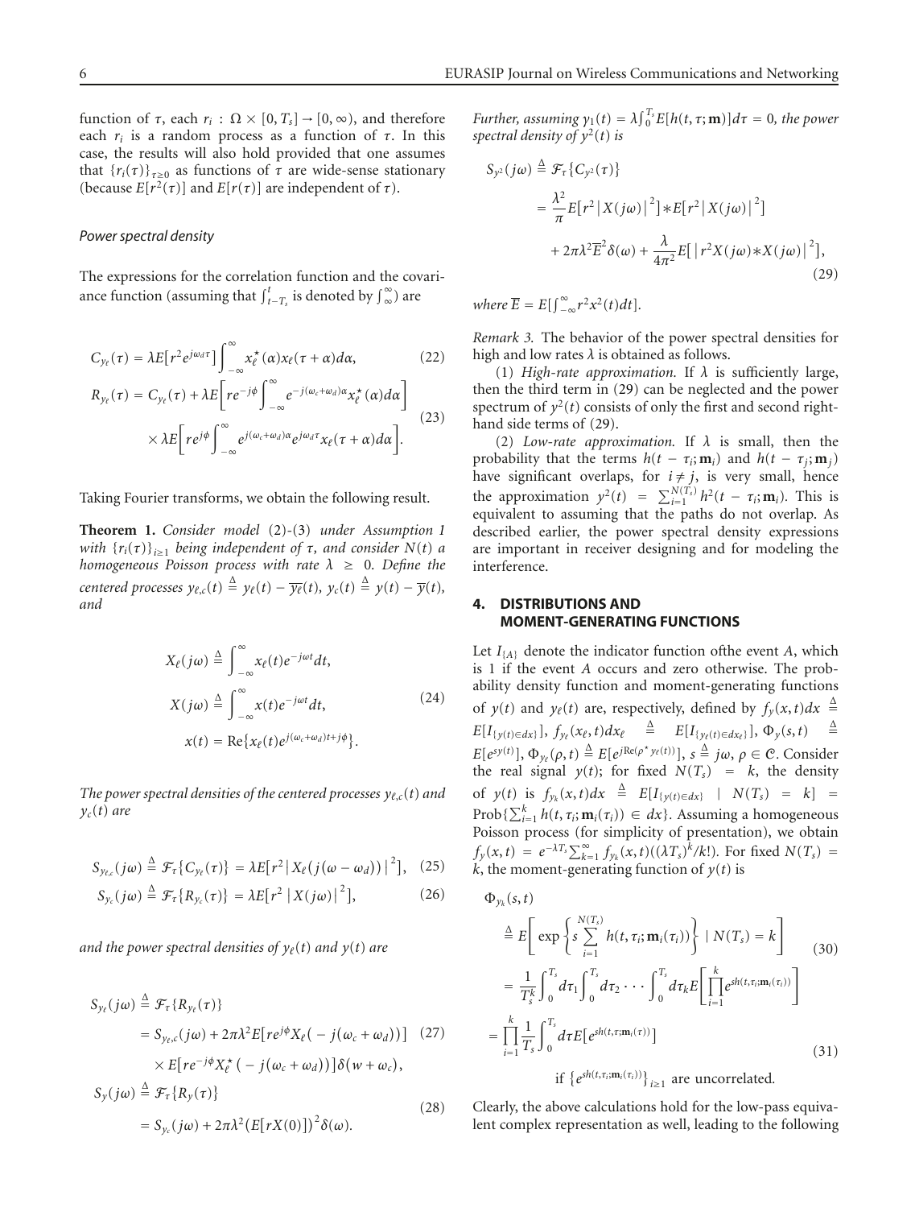function of $\tau$, each $r_i : \Omega \times [0, T_s] \rightarrow [0, \infty)$, and therefore each $r_i$ is a random process as a function of $\tau$. In this case, the results will also hold provided that one assumes that $\{r_i(\tau)\}_{\tau \geq 0}$ as functions of $\tau$ are wide-sense stationary (because $E[r^2(\tau)]$ and $E[r(\tau)]$ are independent of $\tau$).

*Power spectral density*

The expressions for the correlation function and the covariance function (assuming that $\int_{t-T_s}^{t}$ is denoted by $\int_{\infty}^{\infty}$) are

$$C_{y_\ell}(\tau) = \lambda E\left[r^2 e^{j\omega_d \tau}\right] \int_{-\infty}^{\infty} x_\ell^\star(\alpha) x_\ell(\tau + \alpha) d\alpha, \tag{22}$$

$$\begin{aligned} R_{y_\ell}(\tau) = C_{y_\ell}(\tau) + \lambda E\left[re^{-j\phi} \int_{-\infty}^{\infty} e^{-j(\omega_c+\omega_d)\alpha} x_\ell^\star(\alpha) d\alpha\right] \\ \times \lambda E\left[re^{j\phi} \int_{-\infty}^{\infty} e^{j(\omega_c+\omega_d)\alpha} e^{j\omega_d \tau} x_\ell(\tau + \alpha) d\alpha\right]. \end{aligned} \tag{23}$$

Taking Fourier transforms, we obtain the following result.

**Theorem 1.** *Consider model* (2)-(3) *under Assumption 1 with $\{r_i(\tau)\}_{i \geq 1}$ being independent of $\tau$, and consider $N(t)$ a homogeneous Poisson process with rate $\lambda \geq 0$. Define the centered processes $y_{\ell,c}(t) \triangleq y_\ell(t) - \overline{y_\ell}(t)$, $y_c(t) \triangleq y(t) - \overline{y}(t)$, and*

$$\begin{aligned} X_\ell(j\omega) &\triangleq \int_{-\infty}^{\infty} x_\ell(t) e^{-j\omega t} dt, \\ X(j\omega) &\triangleq \int_{-\infty}^{\infty} x(t) e^{-j\omega t} dt, \\ x(t) &= \operatorname{Re}\{x_\ell(t) e^{j(\omega_c+\omega_d)t + j\phi}\}. \end{aligned} \tag{24}$$

*The power spectral densities of the centered processes $y_{\ell,c}(t)$ and $y_c(t)$ are*

$$S_{y_{\ell,c}}(j\omega) \triangleq \mathcal{F}_\tau\{C_{y_\ell}(\tau)\} = \lambda E\left[r^2 \left|X_\ell(j(\omega - \omega_d))\right|^2\right], \tag{25}$$

$$S_{y_c}(j\omega) \triangleq \mathcal{F}_\tau\{R_{y_c}(\tau)\} = \lambda E\left[r^2 \left|X(j\omega)\right|^2\right], \tag{26}$$

*and the power spectral densities of $y_\ell(t)$ and $y(t)$ are*

$$\begin{aligned} S_{y_\ell}(j\omega) &\triangleq \mathcal{F}_\tau\{R_{y_\ell}(\tau)\} \\ &= S_{y_{\ell,c}}(j\omega) + 2\pi\lambda^2 E\left[re^{j\phi} X_\ell(-j(\omega_c + \omega_d))\right] \\ &\quad \times E\left[re^{-j\phi} X_\ell^\star(-j(\omega_c + \omega_d))\right] \delta(w + \omega_c), \end{aligned} \tag{27}$$

$$\begin{aligned} S_y(j\omega) &\triangleq \mathcal{F}_\tau\{R_y(\tau)\} \\ &= S_{y_c}(j\omega) + 2\pi\lambda^2 \left(E[rX(0)]\right)^2 \delta(\omega). \end{aligned} \tag{28}$$

*Further, assuming $\gamma_1(t) = \lambda \int_0^{T_s} E[h(t, \tau; \mathbf{m})] d\tau = 0$, the power spectral density of $y^2(t)$ is*

$$\begin{aligned} S_{y^2}(j\omega) &\triangleq \mathcal{F}_\tau\{C_{y^2}(\tau)\} \\ &= \frac{\lambda^2}{\pi} E\left[r^2 \left|X(j\omega)\right|^2\right] * E\left[r^2 \left|X(j\omega)\right|^2\right] \\ &\quad + 2\pi\lambda^2 \overline{E}^2 \delta(\omega) + \frac{\lambda}{4\pi^2} E\left[\left|r^2 X(j\omega) * X(j\omega)\right|^2\right], \end{aligned} \tag{29}$$

*where $\overline{E} = E[\int_{-\infty}^{\infty} r^2 x^2(t) dt]$.*

*Remark 3.* The behavior of the power spectral densities for high and low rates $\lambda$ is obtained as follows.

(1) *High-rate approximation.* If $\lambda$ is sufficiently large, then the third term in (29) can be neglected and the power spectrum of $y^2(t)$ consists of only the first and second right-hand side terms of (29).

(2) *Low-rate approximation.* If $\lambda$ is small, then the probability that the terms $h(t - \tau_i; \mathbf{m}_i)$ and $h(t - \tau_j; \mathbf{m}_j)$ have significant overlaps, for $i \neq j$, is very small, hence the approximation $y^2(t) = \sum_{i=1}^{N(T_s)} h^2(t - \tau_i; \mathbf{m}_i)$. This is equivalent to assuming that the paths do not overlap. As described earlier, the power spectral density expressions are important in receiver designing and for modeling the interference.

## 4. DISTRIBUTIONS AND MOMENT-GENERATING FUNCTIONS

Let $I_{\{A\}}$ denote the indicator function ofthe event $A$, which is 1 if the event $A$ occurs and zero otherwise. The probability density function and moment-generating functions of $y(t)$ and $y_\ell(t)$ are, respectively, defined by $f_y(x, t)dx \triangleq E[I_{\{y(t) \in dx\}}]$, $f_{y_\ell}(x_\ell, t)dx_\ell \triangleq E[I_{\{y_\ell(t) \in dx_\ell\}}]$, $\Phi_y(s, t) \triangleq E[e^{sy(t)}]$, $\Phi_{y_\ell}(\rho, t) \triangleq E[e^{j\operatorname{Re}(\rho^\star y_\ell(t))}]$, $s \triangleq j\omega$, $\rho \in \mathcal{C}$. Consider the real signal $y(t)$; for fixed $N(T_s) = k$, the density of $y(t)$ is $f_{y_k}(x, t)dx \triangleq E[I_{\{y(t) \in dx\}} \mid N(T_s) = k] = \operatorname{Prob}\{\sum_{i=1}^{k} h(t, \tau_i; \mathbf{m}_i(\tau_i)) \in dx\}$. Assuming a homogeneous Poisson process (for simplicity of presentation), we obtain $f_y(x, t) = e^{-\lambda T_s} \sum_{k=1}^{\infty} f_{y_k}(x, t)((\lambda T_s)^k / k!)$. For fixed $N(T_s) = k$, the moment-generating function of $y(t)$ is

$$\begin{aligned} \Phi_{y_k}(s, t) &\triangleq E\left[\exp\left\{s \sum_{i=1}^{N(T_s)} h(t, \tau_i; \mathbf{m}_i(\tau_i))\right\} \mid N(T_s) = k\right] \\ &= \frac{1}{T_s^k} \int_0^{T_s} d\tau_1 \int_0^{T_s} d\tau_2 \cdots \int_0^{T_s} d\tau_k E\left[\prod_{i=1}^{k} e^{sh(t, \tau_i; \mathbf{m}_i(\tau_i))}\right] \end{aligned} \tag{30}$$

$$= \prod_{i=1}^{k} \frac{1}{T_s} \int_0^{T_s} d\tau E\left[e^{sh(t, \tau; \mathbf{m}_i(\tau))}\right] \quad \text{if } \{e^{sh(t, \tau_i; \mathbf{m}_i(\tau_i))}\}_{i \geq 1} \text{ are uncorrelated.} \tag{31}$$

Clearly, the above calculations hold for the low-pass equivalent complex representation as well, leading to the following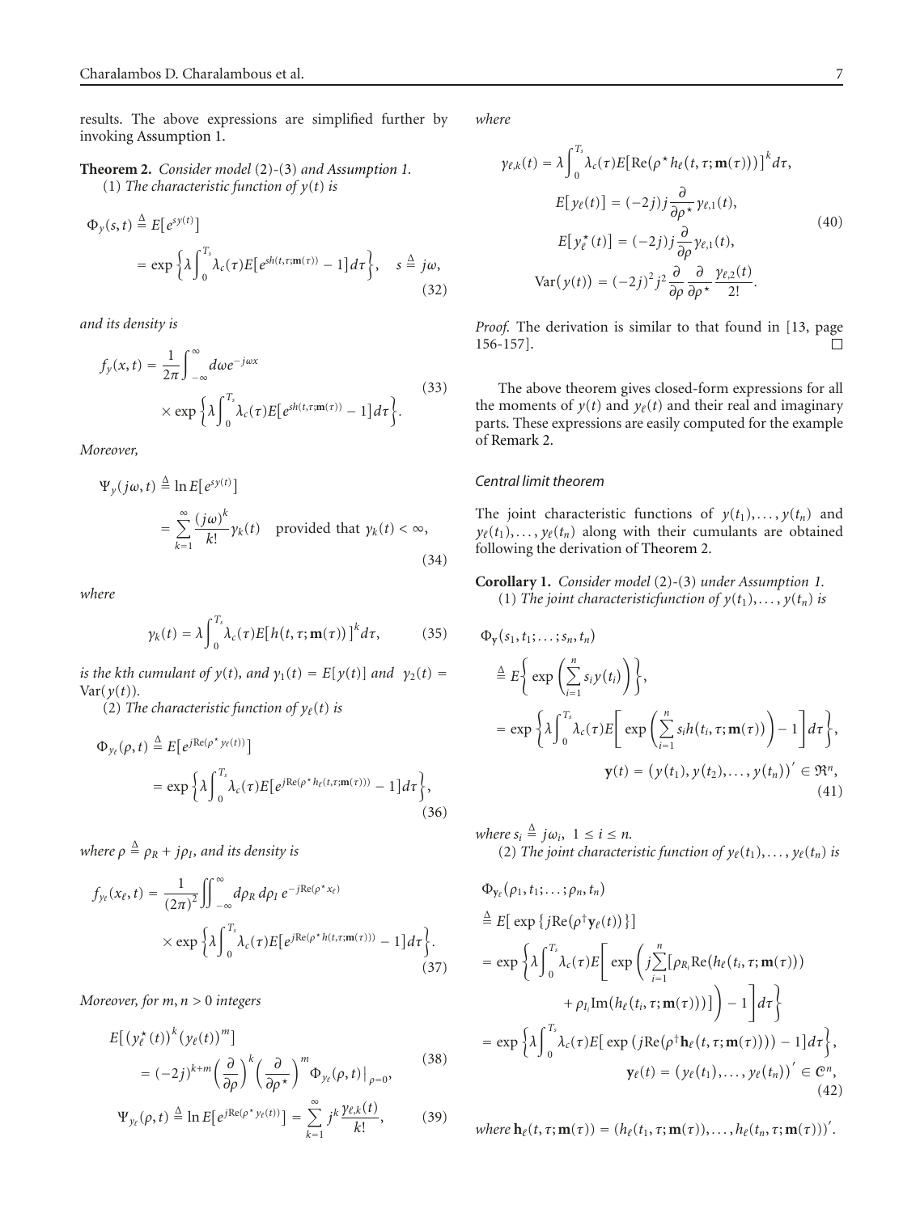results. The above expressions are simplified further by invoking Assumption 1.

**Theorem 2.** *Consider model* (2)-(3) *and Assumption 1.*

(1) *The characteristic function of $y(t)$ is*

$$\Phi_y(s,t) \triangleq E[e^{sy(t)}] = \exp\left\{\lambda \int_0^{T_s} \lambda_c(\tau) E[e^{sh(t,\tau;\mathbf{m}(\tau))} - 1] d\tau\right\}, \quad s \triangleq j\omega, \tag{32}$$

*and its density is*

$$f_y(x,t) = \frac{1}{2\pi} \int_{-\infty}^{\infty} d\omega e^{-j\omega x} \times \exp\left\{\lambda \int_0^{T_s} \lambda_c(\tau) E[e^{sh(t,\tau;\mathbf{m}(\tau))} - 1] d\tau\right\}. \tag{33}$$

*Moreover,*

$$\Psi_y(j\omega,t) \triangleq \ln E[e^{sy(t)}] = \sum_{k=1}^{\infty} \frac{(j\omega)^k}{k!} \gamma_k(t) \quad \text{provided that } \gamma_k(t) < \infty, \tag{34}$$

*where*

$$\gamma_k(t) = \lambda \int_0^{T_s} \lambda_c(\tau) E[h(t,\tau;\mathbf{m}(\tau))]^k d\tau, \tag{35}$$

*is the kth cumulant of $y(t)$, and $\gamma_1(t) = E[y(t)]$ and $\gamma_2(t) = \text{Var}(y(t))$.*

(2) *The characteristic function of $y_\ell(t)$ is*

$$\Phi_{y_\ell}(\rho,t) \triangleq E[e^{j\text{Re}(\rho^\star y_\ell(t))}] = \exp\left\{\lambda \int_0^{T_s} \lambda_c(\tau) E[e^{j\text{Re}(\rho^\star h_\ell(t,\tau;\mathbf{m}(\tau)))} - 1] d\tau\right\}, \tag{36}$$

*where $\rho \triangleq \rho_R + j\rho_I$, and its density is*

$$f_{y_\ell}(x_\ell,t) = \frac{1}{(2\pi)^2} \iint_{-\infty}^{\infty} d\rho_R\, d\rho_I\, e^{-j\text{Re}(\rho^\star x_\ell)} \times \exp\left\{\lambda \int_0^{T_s} \lambda_c(\tau) E[e^{j\text{Re}(\rho^\star h(t,\tau;\mathbf{m}(\tau)))} - 1] d\tau\right\}. \tag{37}$$

*Moreover, for $m,n > 0$ integers*

$$E[(y_\ell^\star(t))^k (y_\ell(t))^m] = (-2j)^{k+m} \left(\frac{\partial}{\partial \rho}\right)^k \left(\frac{\partial}{\partial \rho^\star}\right)^m \Phi_{y_\ell}(\rho,t)\Big|_{\rho=0}, \tag{38}$$

$$\Psi_{y_\ell}(\rho,t) \triangleq \ln E[e^{j\text{Re}(\rho^\star y_\ell(t))}] = \sum_{k=1}^{\infty} j^k \frac{\gamma_{\ell,k}(t)}{k!}, \tag{39}$$

*where*

$$\begin{aligned}
\gamma_{\ell,k}(t) &= \lambda \int_0^{T_s} \lambda_c(\tau) E[\text{Re}(\rho^\star h_\ell(t,\tau;\mathbf{m}(\tau)))]^k d\tau, \\
E[y_\ell(t)] &= (-2j) j \frac{\partial}{\partial \rho^\star} \gamma_{\ell,1}(t), \\
E[y_\ell^\star(t)] &= (-2j) j \frac{\partial}{\partial \rho} \gamma_{\ell,1}(t), \\
\text{Var}(y(t)) &= (-2j)^2 j^2 \frac{\partial}{\partial \rho} \frac{\partial}{\partial \rho^\star} \frac{\gamma_{\ell,2}(t)}{2!}.
\end{aligned} \tag{40}$$

*Proof.* The derivation is similar to that found in [13, page 156-157]. □

The above theorem gives closed-form expressions for all the moments of $y(t)$ and $y_\ell(t)$ and their real and imaginary parts. These expressions are easily computed for the example of Remark 2.

### *Central limit theorem*

The joint characteristic functions of $y(t_1), \ldots, y(t_n)$ and $y_\ell(t_1), \ldots, y_\ell(t_n)$ along with their cumulants are obtained following the derivation of Theorem 2.

**Corollary 1.** *Consider model* (2)-(3) *under Assumption 1.*

(1) *The joint characteristicfunction of $y(t_1), \ldots, y(t_n)$ is*

$$\begin{aligned}
&\Phi_{\mathbf{y}}(s_1,t_1;\ldots;s_n,t_n) \\
&\triangleq E\left\{\exp\left(\sum_{i=1}^{n} s_i y(t_i)\right)\right\}, \\
&= \exp\left\{\lambda \int_0^{T_s} \lambda_c(\tau) E\left[\exp\left(\sum_{i=1}^{n} s_i h(t_i,\tau;\mathbf{m}(\tau))\right) - 1\right] d\tau\right\}, \\
&\qquad \mathbf{y}(t) = (y(t_1), y(t_2), \ldots, y(t_n))' \in \Re^n,
\end{aligned} \tag{41}$$

*where $s_i \triangleq j\omega_i$, $1 \le i \le n$.*

(2) *The joint characteristic function of $y_\ell(t_1), \ldots, y_\ell(t_n)$ is*

$$\begin{aligned}
&\Phi_{\mathbf{y}_\ell}(\rho_1,t_1;\ldots;\rho_n,t_n) \\
&\triangleq E[\exp\{j\text{Re}(\rho^\dagger \mathbf{y}_\ell(t))\}] \\
&= \exp\left\{\lambda \int_0^{T_s} \lambda_c(\tau) E\left[\exp\left(j \sum_{i=1}^{n} [\rho_{R_i} \text{Re}(h_\ell(t_i,\tau;\mathbf{m}(\tau))) + \rho_{I_i} \text{Im}(h_\ell(t_i,\tau;\mathbf{m}(\tau)))]\right) - 1\right] d\tau\right\} \\
&= \exp\left\{\lambda \int_0^{T_s} \lambda_c(\tau) E[\exp(j\text{Re}(\rho^\dagger \mathbf{h}_\ell(t,\tau;\mathbf{m}(\tau)))) - 1] d\tau\right\}, \\
&\qquad \mathbf{y}_\ell(t) = (y_\ell(t_1), \ldots, y_\ell(t_n))' \in \mathcal{C}^n,
\end{aligned} \tag{42}$$

*where $\mathbf{h}_\ell(t,\tau;\mathbf{m}(\tau)) = (h_\ell(t_1,\tau;\mathbf{m}(\tau)), \ldots, h_\ell(t_n,\tau;\mathbf{m}(\tau)))'$.*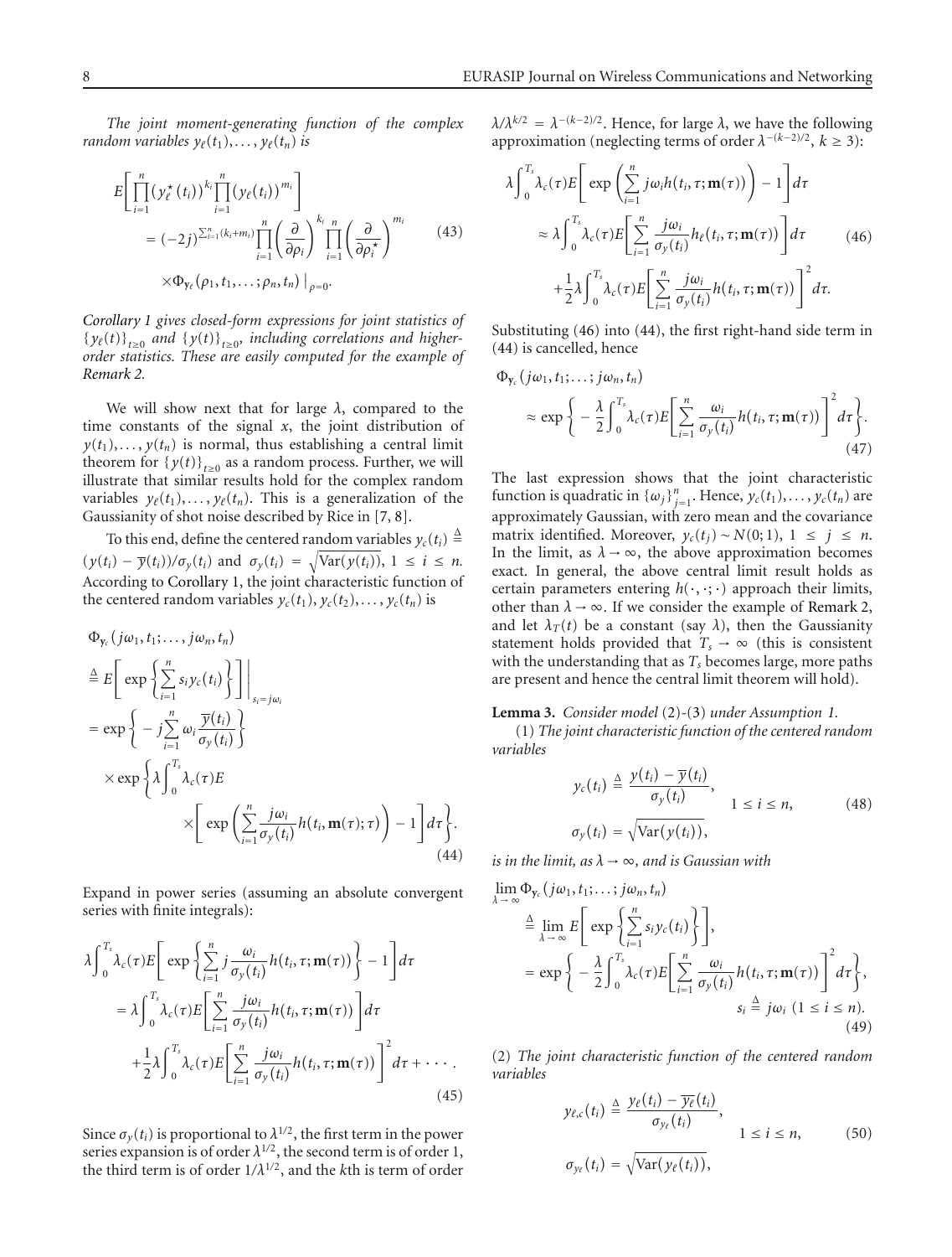*The joint moment-generating function of the complex random variables $y_\ell(t_1), \ldots, y_\ell(t_n)$ is*

$$E\left[\prod_{i=1}^{n}(y_\ell^\star(t_i))^{k_i}\prod_{i=1}^{n}(y_\ell(t_i))^{m_i}\right] = (-2j)^{\sum_{i=1}^{n}(k_i+m_i)}\prod_{i=1}^{n}\left(\frac{\partial}{\partial\rho_i}\right)^{k_i}\prod_{i=1}^{n}\left(\frac{\partial}{\partial\rho_i^\star}\right)^{m_i} \times \Phi_{\mathbf{y}_\ell}(\rho_1, t_1, \ldots; \rho_n, t_n)\big|_{\rho=0}. \tag{43}$$

*Corollary 1 gives closed-form expressions for joint statistics of $\{y_\ell(t)\}_{t\geq 0}$ and $\{y(t)\}_{t\geq 0}$, including correlations and higher-order statistics. These are easily computed for the example of Remark 2.*

We will show next that for large $\lambda$, compared to the time constants of the signal $x$, the joint distribution of $y(t_1), \ldots, y(t_n)$ is normal, thus establishing a central limit theorem for $\{y(t)\}_{t\geq 0}$ as a random process. Further, we will illustrate that similar results hold for the complex random variables $y_\ell(t_1), \ldots, y_\ell(t_n)$. This is a generalization of the Gaussianity of shot noise described by Rice in [7, 8].

To this end, define the centered random variables $y_c(t_i) \triangleq (y(t_i) - \overline{y}(t_i))/\sigma_y(t_i)$ and $\sigma_y(t_i) = \sqrt{\text{Var}(y(t_i))}$, $1 \leq i \leq n$. According to Corollary 1, the joint characteristic function of the centered random variables $y_c(t_1), y_c(t_2), \ldots, y_c(t_n)$ is

$$\begin{aligned}
&\Phi_{\mathbf{y}_c}(j\omega_1, t_1; \ldots, j\omega_n, t_n) \\
&\triangleq E\left[\exp\left\{\sum_{i=1}^{n} s_i y_c(t_i)\right\}\right]\Bigg|_{s_i=j\omega_i} \\
&= \exp\left\{-j\sum_{i=1}^{n}\omega_i\frac{\overline{y}(t_i)}{\sigma_y(t_i)}\right\} \\
&\quad\times\exp\left\{\lambda\int_0^{T_s}\lambda_c(\tau)E\left[\exp\left(\sum_{i=1}^{n}\frac{j\omega_i}{\sigma_y(t_i)}h(t_i, \mathbf{m}(\tau); \tau)\right) - 1\right]d\tau\right\}.
\end{aligned} \tag{44}$$

Expand in power series (assuming an absolute convergent series with finite integrals):

$$\begin{aligned}
&\lambda\int_0^{T_s}\lambda_c(\tau)E\left[\exp\left\{\sum_{i=1}^{n}j\frac{\omega_i}{\sigma_y(t_i)}h(t_i, \tau; \mathbf{m}(\tau))\right\} - 1\right]d\tau \\
&= \lambda\int_0^{T_s}\lambda_c(\tau)E\left[\sum_{i=1}^{n}\frac{j\omega_i}{\sigma_y(t_i)}h(t_i, \tau; \mathbf{m}(\tau))\right]d\tau \\
&\quad+\frac{1}{2}\lambda\int_0^{T_s}\lambda_c(\tau)E\left[\sum_{i=1}^{n}\frac{j\omega_i}{\sigma_y(t_i)}h(t_i, \tau; \mathbf{m}(\tau))\right]^2 d\tau + \cdots.
\end{aligned} \tag{45}$$

Since $\sigma_y(t_i)$ is proportional to $\lambda^{1/2}$, the first term in the power series expansion is of order $\lambda^{1/2}$, the second term is of order 1, the third term is of order $1/\lambda^{1/2}$, and the $k$th is term of order $\lambda/\lambda^{k/2} = \lambda^{-(k-2)/2}$. Hence, for large $\lambda$, we have the following approximation (neglecting terms of order $\lambda^{-(k-2)/2}$, $k \geq 3$):

$$\begin{aligned}
&\lambda\int_0^{T_s}\lambda_c(\tau)E\left[\exp\left(\sum_{i=1}^{n}j\omega_i h(t_i, \tau; \mathbf{m}(\tau))\right) - 1\right]d\tau \\
&\approx \lambda\int_0^{T_s}\lambda_c(\tau)E\left[\sum_{i=1}^{n}\frac{j\omega_i}{\sigma_y(t_i)}h_\ell(t_i, \tau; \mathbf{m}(\tau))\right]d\tau \\
&\quad+\frac{1}{2}\lambda\int_0^{T_s}\lambda_c(\tau)E\left[\sum_{i=1}^{n}\frac{j\omega_i}{\sigma_y(t_i)}h(t_i, \tau; \mathbf{m}(\tau))\right]^2 d\tau.
\end{aligned} \tag{46}$$

Substituting (46) into (44), the first right-hand side term in (44) is cancelled, hence

$$\Phi_{\mathbf{y}_c}(j\omega_1, t_1; \ldots; j\omega_n, t_n) \approx \exp\left\{-\frac{\lambda}{2}\int_0^{T_s}\lambda_c(\tau)E\left[\sum_{i=1}^{n}\frac{\omega_i}{\sigma_y(t_i)}h(t_i, \tau; \mathbf{m}(\tau))\right]^2 d\tau\right\}. \tag{47}$$

The last expression shows that the joint characteristic function is quadratic in $\{\omega_j\}_{j=1}^{n}$. Hence, $y_c(t_1), \ldots, y_c(t_n)$ are approximately Gaussian, with zero mean and the covariance matrix identified. Moreover, $y_c(t_j) \sim N(0; 1)$, $1 \leq j \leq n$. In the limit, as $\lambda \to \infty$, the above approximation becomes exact. In general, the above central limit result holds as certain parameters entering $h(\cdot, \cdot; \cdot)$ approach their limits, other than $\lambda \to \infty$. If we consider the example of Remark 2, and let $\lambda_T(t)$ be a constant (say $\lambda$), then the Gaussianity statement holds provided that $T_s \to \infty$ (this is consistent with the understanding that as $T_s$ becomes large, more paths are present and hence the central limit theorem will hold).

**Lemma 3.** *Consider model (2)-(3) under Assumption 1.*

(1) *The joint characteristic function of the centered random variables*

$$y_c(t_i) \triangleq \frac{y(t_i) - \overline{y}(t_i)}{\sigma_y(t_i)}, \quad \sigma_y(t_i) = \sqrt{\text{Var}(y(t_i))}, \quad 1 \leq i \leq n, \tag{48}$$

*is in the limit, as $\lambda \to \infty$, and is Gaussian with*

$$\begin{aligned}
\lim_{\lambda\to\infty}\Phi_{\mathbf{y}_c}(j\omega_1, t_1; \ldots; j\omega_n, t_n) &\triangleq \lim_{\lambda\to\infty}E\left[\exp\left\{\sum_{i=1}^{n}s_i y_c(t_i)\right\}\right], \\
&= \exp\left\{-\frac{\lambda}{2}\int_0^{T_s}\lambda_c(\tau)E\left[\sum_{i=1}^{n}\frac{\omega_i}{\sigma_y(t_i)}h(t_i, \tau; \mathbf{m}(\tau))\right]^2 d\tau\right\}, \\
&\qquad s_i \triangleq j\omega_i\ (1 \leq i \leq n).
\end{aligned} \tag{49}$$

(2) *The joint characteristic function of the centered random variables*

$$y_{\ell,c}(t_i) \triangleq \frac{y_\ell(t_i) - \overline{y_\ell}(t_i)}{\sigma_{y_\ell}(t_i)}, \quad \sigma_{y_\ell}(t_i) = \sqrt{\text{Var}(y_\ell(t_i))}, \quad 1 \leq i \leq n, \tag{50}$$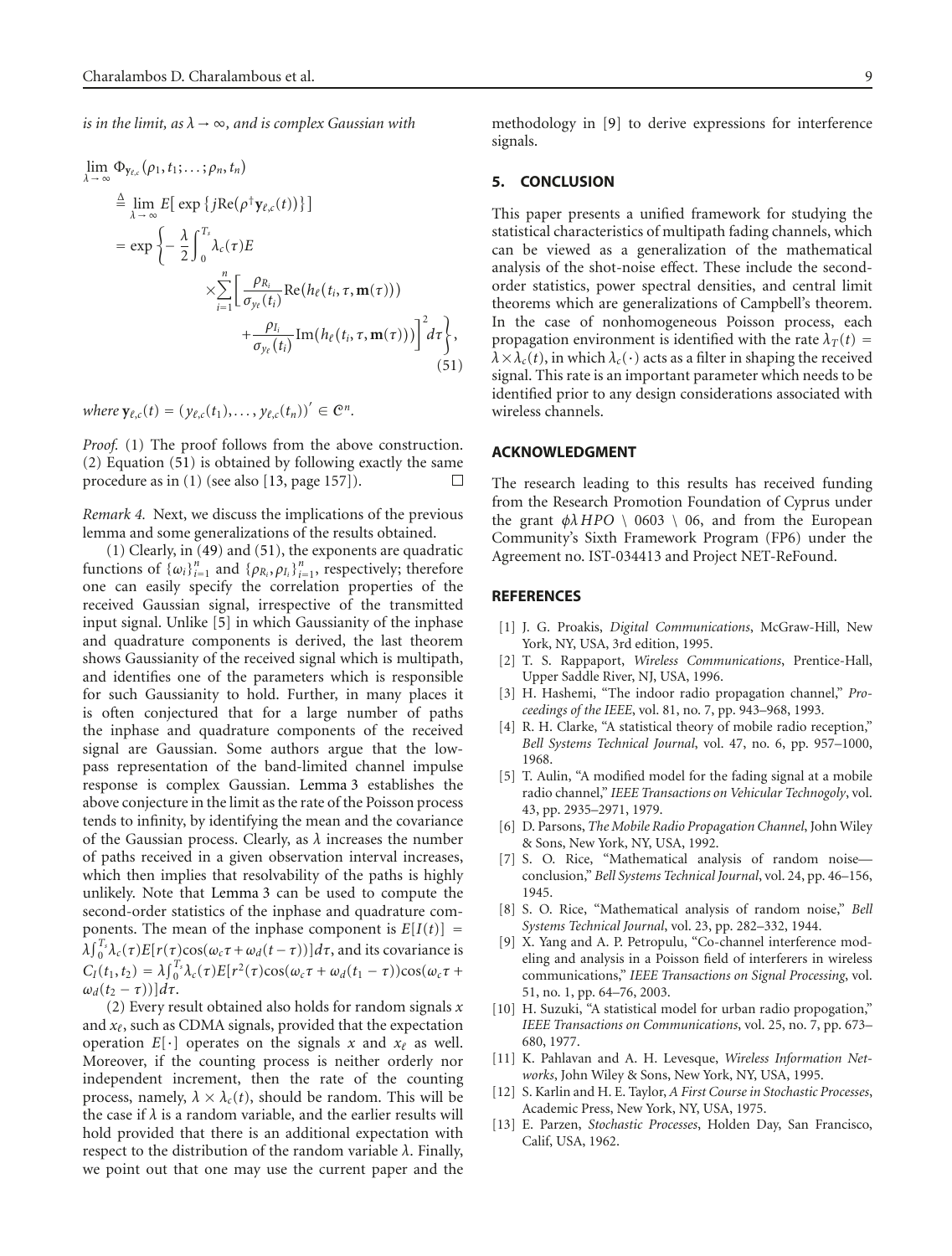*is in the limit, as $\lambda \to \infty$, and is complex Gaussian with*

$$
\begin{aligned}
\lim_{\lambda \to \infty} \Phi_{\mathbf{y}_{\ell,c}}(\rho_1, t_1; \ldots; \rho_n, t_n) &\triangleq \lim_{\lambda \to \infty} E\left[\exp\left\{j \operatorname{Re}\left(\rho^{\dagger} \mathbf{y}_{\ell,c}(t)\right)\right\}\right] \\
&= \exp\Bigg\{-\frac{\lambda}{2}\int_0^{T_s} \lambda_c(\tau) E \\
&\qquad \times \sum_{i=1}^{n}\Bigg[\frac{\rho_{R_i}}{\sigma_{y_\ell}(t_i)} \operatorname{Re}\left(h_\ell(t_i, \tau, \mathbf{m}(\tau))\right) \\
&\qquad + \frac{\rho_{I_i}}{\sigma_{y_\ell}(t_i)} \operatorname{Im}\left(h_\ell(t_i, \tau, \mathbf{m}(\tau))\right)\Bigg]^2 d\tau\Bigg\},
\end{aligned} \tag{51}
$$

*where* $\mathbf{y}_{\ell,c}(t) = (y_{\ell,c}(t_1), \ldots, y_{\ell,c}(t_n))' \in \mathcal{C}^n$.

*Proof.* (1) The proof follows from the above construction. (2) Equation (51) is obtained by following exactly the same procedure as in (1) (see also [13, page 157]). □

*Remark 4.* Next, we discuss the implications of the previous lemma and some generalizations of the results obtained.

(1) Clearly, in (49) and (51), the exponents are quadratic functions of $\{\omega_i\}_{i=1}^n$ and $\{\rho_{R_i}, \rho_{I_i}\}_{i=1}^n$, respectively; therefore one can easily specify the correlation properties of the received Gaussian signal, irrespective of the transmitted input signal. Unlike [5] in which Gaussianity of the inphase and quadrature components is derived, the last theorem shows Gaussianity of the received signal which is multipath, and identifies one of the parameters which is responsible for such Gaussianity to hold. Further, in many places it is often conjectured that for a large number of paths the inphase and quadrature components of the received signal are Gaussian. Some authors argue that the low-pass representation of the band-limited channel impulse response is complex Gaussian. Lemma 3 establishes the above conjecture in the limit as the rate of the Poisson process tends to infinity, by identifying the mean and the covariance of the Gaussian process. Clearly, as $\lambda$ increases the number of paths received in a given observation interval increases, which then implies that resolvability of the paths is highly unlikely. Note that Lemma 3 can be used to compute the second-order statistics of the inphase and quadrature components. The mean of the inphase component is $E[I(t)] = \lambda \int_0^{T_s} \lambda_c(\tau) E[r(\tau)\cos(\omega_c \tau + \omega_d(t-\tau))] d\tau$, and its covariance is $C_I(t_1, t_2) = \lambda \int_0^{T_s} \lambda_c(\tau) E[r^2(\tau)\cos(\omega_c \tau + \omega_d(t_1 - \tau))\cos(\omega_c \tau + \omega_d(t_2 - \tau))] d\tau$.

(2) Every result obtained also holds for random signals $x$ and $x_\ell$, such as CDMA signals, provided that the expectation operation $E[\cdot]$ operates on the signals $x$ and $x_\ell$ as well. Moreover, if the counting process is neither orderly nor independent increment, then the rate of the counting process, namely, $\lambda \times \lambda_c(t)$, should be random. This will be the case if $\lambda$ is a random variable, and the earlier results will hold provided that there is an additional expectation with respect to the distribution of the random variable $\lambda$. Finally, we point out that one may use the current paper and the methodology in [9] to derive expressions for interference signals.

## 5. CONCLUSION

This paper presents a unified framework for studying the statistical characteristics of multipath fading channels, which can be viewed as a generalization of the mathematical analysis of the shot-noise effect. These include the second-order statistics, power spectral densities, and central limit theorems which are generalizations of Campbell's theorem. In the case of nonhomogeneous Poisson process, each propagation environment is identified with the rate $\lambda_T(t) = \lambda \times \lambda_c(t)$, in which $\lambda_c(\cdot)$ acts as a filter in shaping the received signal. This rate is an important parameter which needs to be identified prior to any design considerations associated with wireless channels.

## ACKNOWLEDGMENT

The research leading to this results has received funding from the Research Promotion Foundation of Cyprus under the grant $\phi\lambda HPO \setminus 0603 \setminus 06$, and from the European Community's Sixth Framework Program (FP6) under the Agreement no. IST-034413 and Project NET-ReFound.

## REFERENCES

[1] J. G. Proakis, *Digital Communications*, McGraw-Hill, New York, NY, USA, 3rd edition, 1995.

[2] T. S. Rappaport, *Wireless Communications*, Prentice-Hall, Upper Saddle River, NJ, USA, 1996.

[3] H. Hashemi, "The indoor radio propagation channel," *Proceedings of the IEEE*, vol. 81, no. 7, pp. 943–968, 1993.

[4] R. H. Clarke, "A statistical theory of mobile radio reception," *Bell Systems Technical Journal*, vol. 47, no. 6, pp. 957–1000, 1968.

[5] T. Aulin, "A modified model for the fading signal at a mobile radio channel," *IEEE Transactions on Vehicular Technogoly*, vol. 43, pp. 2935–2971, 1979.

[6] D. Parsons, *The Mobile Radio Propagation Channel*, John Wiley & Sons, New York, NY, USA, 1992.

[7] S. O. Rice, "Mathematical analysis of random noise—conclusion," *Bell Systems Technical Journal*, vol. 24, pp. 46–156, 1945.

[8] S. O. Rice, "Mathematical analysis of random noise," *Bell Systems Technical Journal*, vol. 23, pp. 282–332, 1944.

[9] X. Yang and A. P. Petropulu, "Co-channel interference modeling and analysis in a Poisson field of interferers in wireless communications," *IEEE Transactions on Signal Processing*, vol. 51, no. 1, pp. 64–76, 2003.

[10] H. Suzuki, "A statistical model for urban radio propogation," *IEEE Transactions on Communications*, vol. 25, no. 7, pp. 673–680, 1977.

[11] K. Pahlavan and A. H. Levesque, *Wireless Information Networks*, John Wiley & Sons, New York, NY, USA, 1995.

[12] S. Karlin and H. E. Taylor, *A First Course in Stochastic Processes*, Academic Press, New York, NY, USA, 1975.

[13] E. Parzen, *Stochastic Processes*, Holden Day, San Francisco, Calif, USA, 1962.